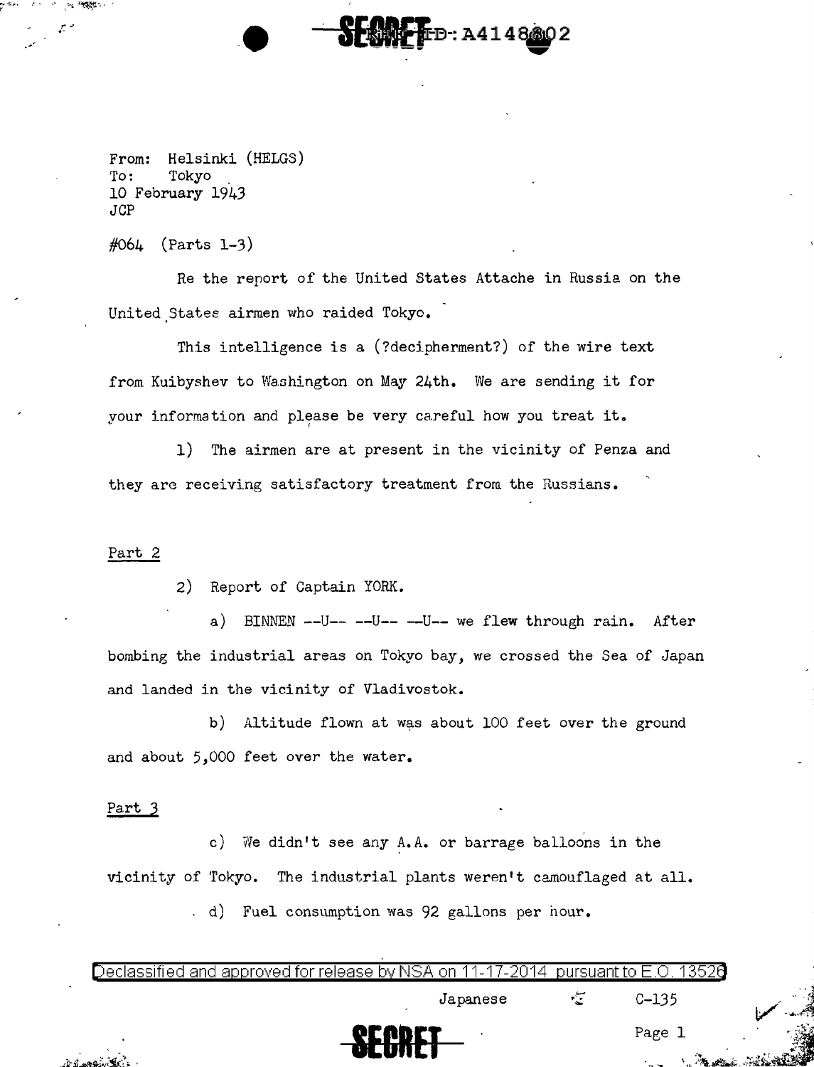From: Helsinki (HELGS)
To: Tokyo
10 February 1943
JCP

#064 (Parts 1-3)

Re the report of the United States Attache in Russia on the United States airmen who raided Tokyo.

This intelligence is a (?decipherment?) of the wire text from Kuibyshev to Washington on May 24th. We are sending it for your information and please be very careful how you treat it.

1) The airmen are at present in the vicinity of Penza and they are receiving satisfactory treatment from the Russians.

Part 2

2) Report of Captain YORK.

a) BINNEN --U-- --U-- --U-- we flew through rain. After bombing the industrial areas on Tokyo bay, we crossed the Sea of Japan and landed in the vicinity of Vladivostok.

b) Altitude flown at was about 100 feet over the ground and about 5,000 feet over the water.

Part 3

c) We didn't see any A.A. or barrage balloons in the vicinity of Tokyo. The industrial plants weren't camouflaged at all.

d) Fuel consumption was 92 gallons per hour.

Declassified and approved for release by NSA on 11-17-2014 pursuant to E.O. 13526

Japanese C-135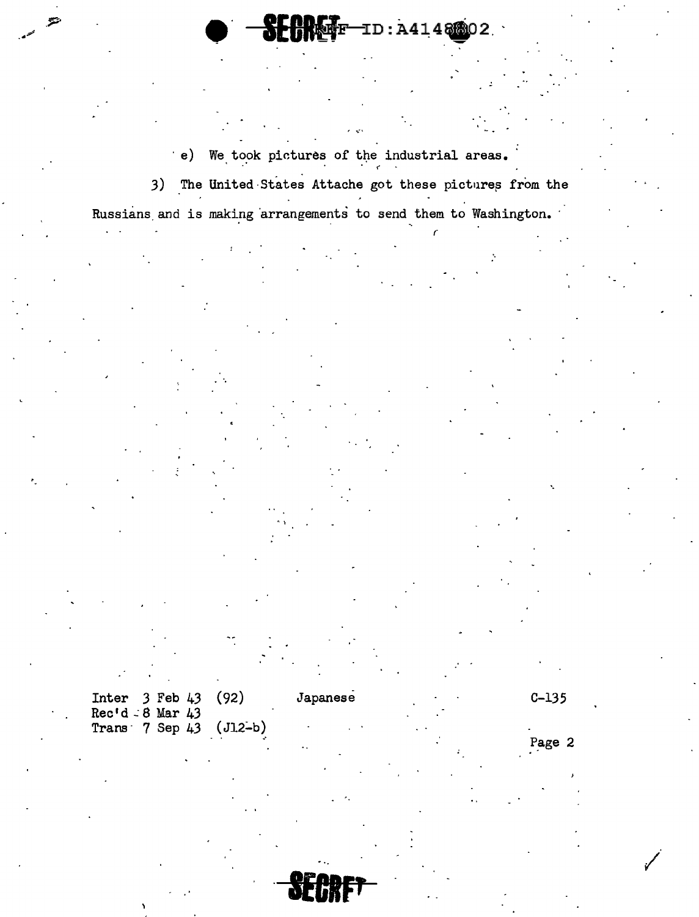e) We took pictures of the industrial areas.

3) The United States Attache got these pictures from the Russians and is making arrangements to send them to Washington.

Inter 3 Feb 43 (92) Japanese C-135
Rec'd 8 Mar 43
Trans 7 Sep 43 (J12-b)